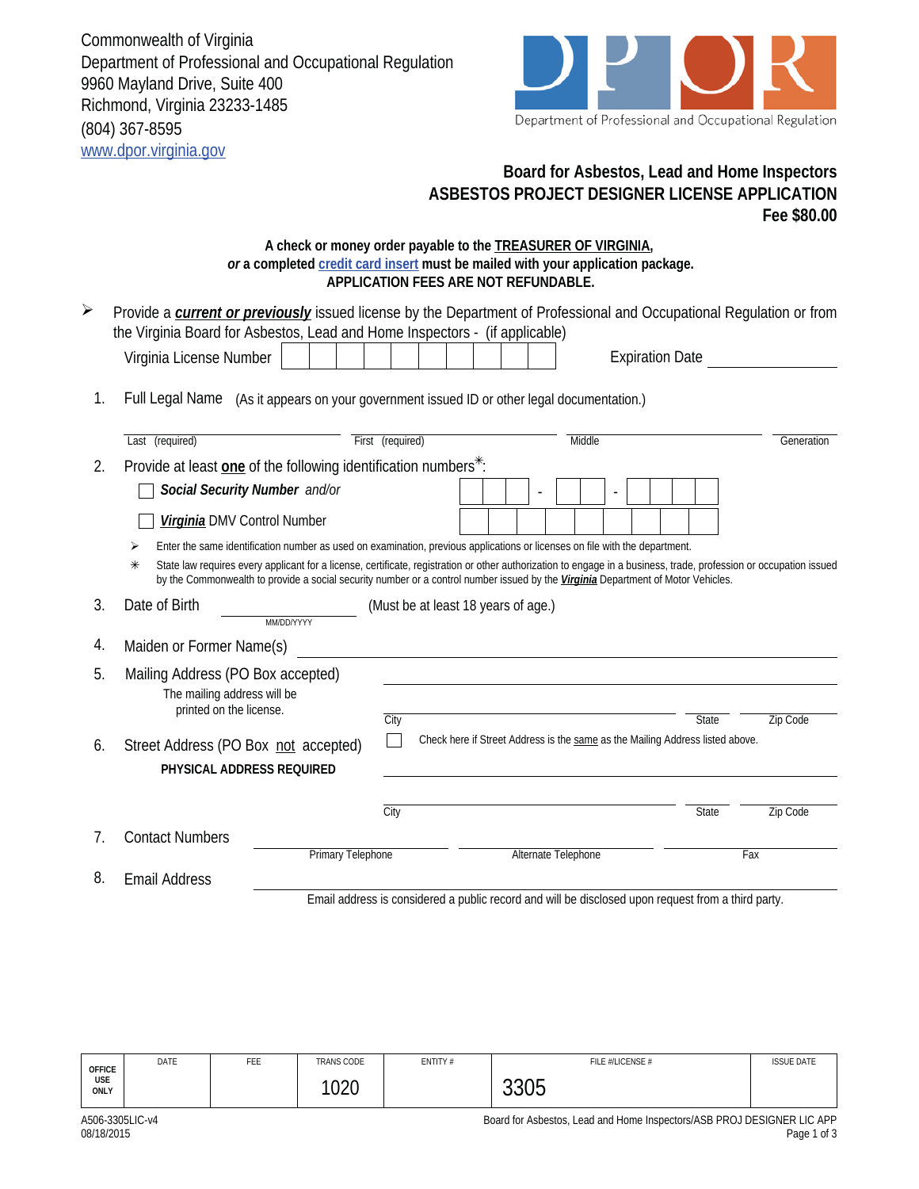Commonwealth of Virginia
Department of Professional and Occupational Regulation
9960 Mayland Drive, Suite 400
Richmond, Virginia 23233-1485
(804) 367-8595
www.dpor.virginia.gov

Department of Professional and Occupational Regulation

## Board for Asbestos, Lead and Home Inspectors
## ASBESTOS PROJECT DESIGNER LICENSE APPLICATION
**Fee $80.00**

**A check or money order payable to the TREASURER OF VIRGINIA,**
***or* a completed credit card insert must be mailed with your application package.**
**APPLICATION FEES ARE NOT REFUNDABLE.**

➢ Provide a ***current or previously*** issued license by the Department of Professional and Occupational Regulation or from the Virginia Board for Asbestos, Lead and Home Inspectors - (if applicable)

Virginia License Number | | | | | | | | | | Expiration Date ____________

1. Full Legal Name (As it appears on your government issued ID or other legal documentation.)

Last (required) ____________ First (required) ____________ Middle ____________ Generation ______

2. Provide at least **one** of the following identification numbers✳:

☐ ***Social Security Number*** *and/or* | | | | - | | | - | | | | |

☐ ***Virginia*** DMV Control Number | | | | | | | | | |

➢ Enter the same identification number as used on examination, previous applications or licenses on file with the department.

✳ State law requires every applicant for a license, certificate, registration or other authorization to engage in a business, trade, profession or occupation issued by the Commonwealth to provide a social security number or a control number issued by the ***Virginia*** Department of Motor Vehicles.

3. Date of Birth ____________ (MM/DD/YYYY) (Must be at least 18 years of age.)

4. Maiden or Former Name(s) ____________

5. Mailing Address (PO Box accepted)
   The mailing address will be printed on the license.
   ____________
   City ____________ State ______ Zip Code ______

6. Street Address (PO Box not accepted) ☐ Check here if Street Address is the same as the Mailing Address listed above.
   **PHYSICAL ADDRESS REQUIRED**
   ____________
   City ____________ State ______ Zip Code ______

7. Contact Numbers ____________ Primary Telephone ____________ Alternate Telephone ____________ Fax

8. Email Address ____________
   Email address is considered a public record and will be disclosed upon request from a third party.

| OFFICE USE ONLY | DATE | FEE | TRANS CODE | ENTITY # | FILE #/LICENSE # | ISSUE DATE |
|---|---|---|---|---|---|---|
| | | | 1020 | | 3305 | |

A506-3305LIC-v4
08/18/2015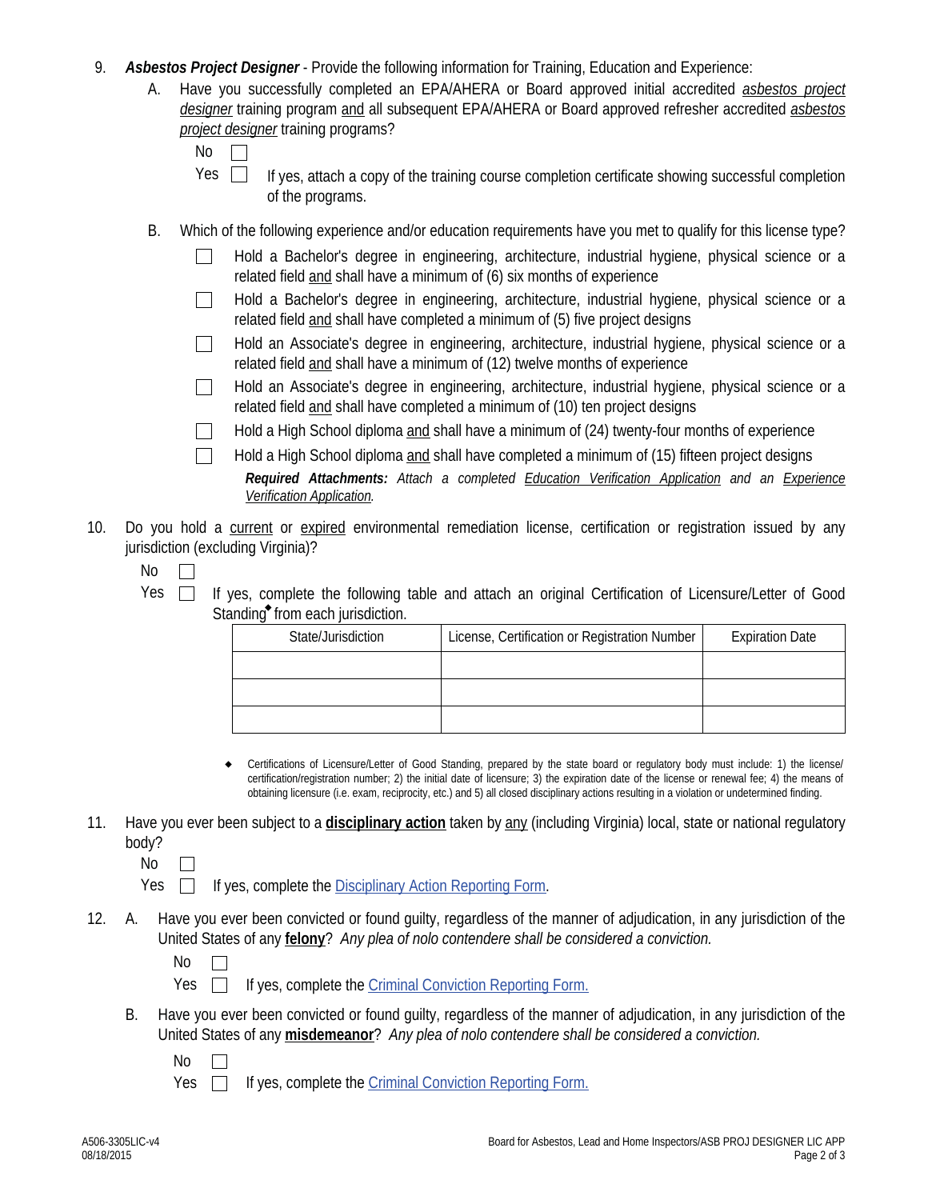9. ***Asbestos Project Designer*** - Provide the following information for Training, Education and Experience:

   A. Have you successfully completed an EPA/AHERA or Board approved initial accredited *asbestos project designer* training program and all subsequent EPA/AHERA or Board approved refresher accredited *asbestos project designer* training programs?

   - [ ] No
   - [ ] Yes — If yes, attach a copy of the training course completion certificate showing successful completion of the programs.

   B. Which of the following experience and/or education requirements have you met to qualify for this license type?

   - [ ] Hold a Bachelor's degree in engineering, architecture, industrial hygiene, physical science or a related field and shall have a minimum of (6) six months of experience
   - [ ] Hold a Bachelor's degree in engineering, architecture, industrial hygiene, physical science or a related field and shall have completed a minimum of (5) five project designs
   - [ ] Hold an Associate's degree in engineering, architecture, industrial hygiene, physical science or a related field and shall have a minimum of (12) twelve months of experience
   - [ ] Hold an Associate's degree in engineering, architecture, industrial hygiene, physical science or a related field and shall have completed a minimum of (10) ten project designs
   - [ ] Hold a High School diploma and shall have a minimum of (24) twenty-four months of experience
   - [ ] Hold a High School diploma and shall have completed a minimum of (15) fifteen project designs

   ***Required Attachments:*** *Attach a completed Education Verification Application and an Experience Verification Application.*

10. Do you hold a current or expired environmental remediation license, certification or registration issued by any jurisdiction (excluding Virginia)?

    - [ ] No
    - [ ] Yes — If yes, complete the following table and attach an original Certification of Licensure/Letter of Good Standing◆ from each jurisdiction.

| State/Jurisdiction | License, Certification or Registration Number | Expiration Date |
|---|---|---|
| | | |
| | | |
| | | |

◆ Certifications of Licensure/Letter of Good Standing, prepared by the state board or regulatory body must include: 1) the license/certification/registration number; 2) the initial date of licensure; 3) the expiration date of the license or renewal fee; 4) the means of obtaining licensure (i.e. exam, reciprocity, etc.) and 5) all closed disciplinary actions resulting in a violation or undetermined finding.

11. Have you ever been subject to a **disciplinary action** taken by any (including Virginia) local, state or national regulatory body?

    - [ ] No
    - [ ] Yes — If yes, complete the Disciplinary Action Reporting Form.

12. A. Have you ever been convicted or found guilty, regardless of the manner of adjudication, in any jurisdiction of the United States of any **felony**? *Any plea of nolo contendere shall be considered a conviction.*

    - [ ] No
    - [ ] Yes — If yes, complete the Criminal Conviction Reporting Form.

    B. Have you ever been convicted or found guilty, regardless of the manner of adjudication, in any jurisdiction of the United States of any **misdemeanor**? *Any plea of nolo contendere shall be considered a conviction.*

    - [ ] No
    - [ ] Yes — If yes, complete the Criminal Conviction Reporting Form.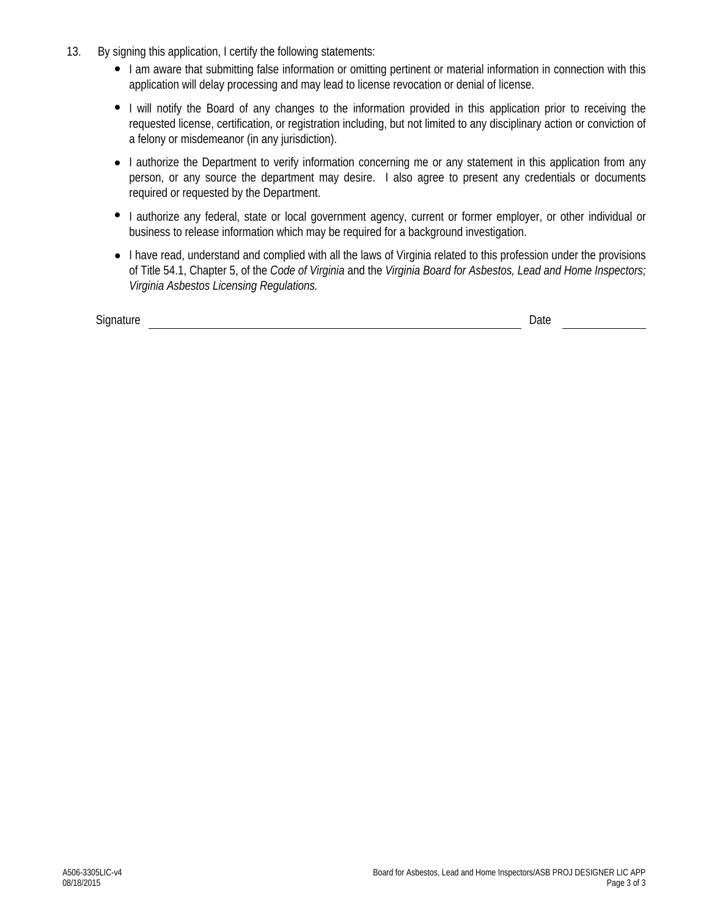13. By signing this application, I certify the following statements:

- I am aware that submitting false information or omitting pertinent or material information in connection with this application will delay processing and may lead to license revocation or denial of license.
- I will notify the Board of any changes to the information provided in this application prior to receiving the requested license, certification, or registration including, but not limited to any disciplinary action or conviction of a felony or misdemeanor (in any jurisdiction).
- I authorize the Department to verify information concerning me or any statement in this application from any person, or any source the department may desire. I also agree to present any credentials or documents required or requested by the Department.
- I authorize any federal, state or local government agency, current or former employer, or other individual or business to release information which may be required for a background investigation.
- I have read, understand and complied with all the laws of Virginia related to this profession under the provisions of Title 54.1, Chapter 5, of the *Code of Virginia* and the *Virginia Board for Asbestos, Lead and Home Inspectors; Virginia Asbestos Licensing Regulations.*

Signature ______________________________ Date ____________

A506-3305LIC-v4
08/18/2015